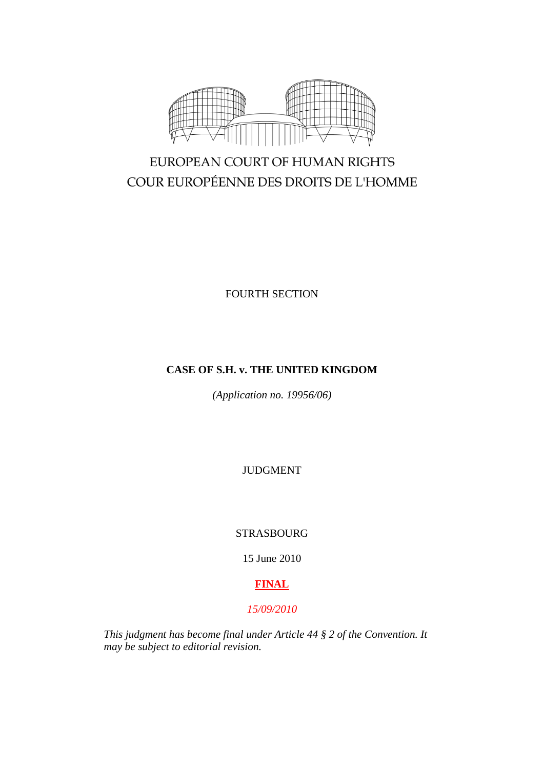EUROPEAN COURT OF HUMAN RIGHTS

COUR EUROPÉENNE DES DROITS DE L'HOMME

FOURTH SECTION

**CASE OF S.H. v. THE UNITED KINGDOM**

*(Application no. 19956/06)*

JUDGMENT

STRASBOURG

15 June 2010

**FINAL**

*15/09/2010*

*This judgment has become final under Article 44 § 2 of the Convention. It may be subject to editorial revision.*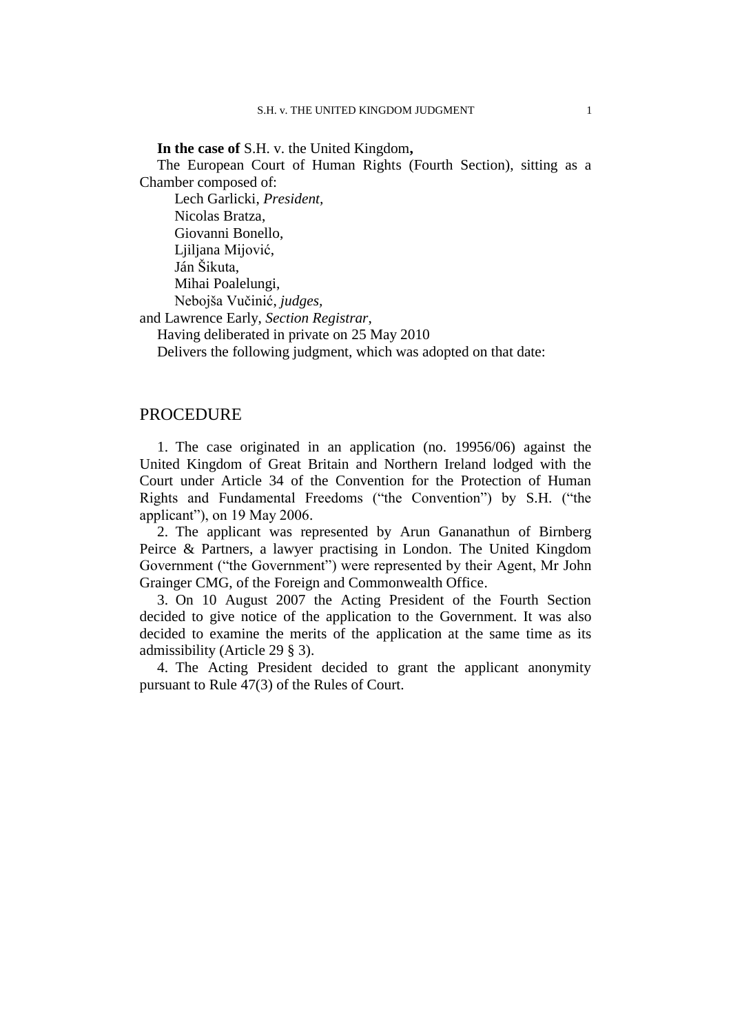**In the case of** S.H. v. the United Kingdom**,**

The European Court of Human Rights (Fourth Section), sitting as a Chamber composed of:

Lech Garlicki, *President,*
Nicolas Bratza,
Giovanni Bonello,
Ljiljana Mijović,
Ján Šikuta,
Mihai Poalelungi,
Nebojša Vučinić, *judges,*
and Lawrence Early, *Section Registrar*,

Having deliberated in private on 25 May 2010

Delivers the following judgment, which was adopted on that date:

## PROCEDURE

1. The case originated in an application (no. 19956/06) against the United Kingdom of Great Britain and Northern Ireland lodged with the Court under Article 34 of the Convention for the Protection of Human Rights and Fundamental Freedoms ("the Convention") by S.H. ("the applicant"), on 19 May 2006.

2. The applicant was represented by Arun Gananathun of Birnberg Peirce & Partners, a lawyer practising in London. The United Kingdom Government ("the Government") were represented by their Agent, Mr John Grainger CMG, of the Foreign and Commonwealth Office.

3. On 10 August 2007 the Acting President of the Fourth Section decided to give notice of the application to the Government. It was also decided to examine the merits of the application at the same time as its admissibility (Article 29 § 3).

4. The Acting President decided to grant the applicant anonymity pursuant to Rule 47(3) of the Rules of Court.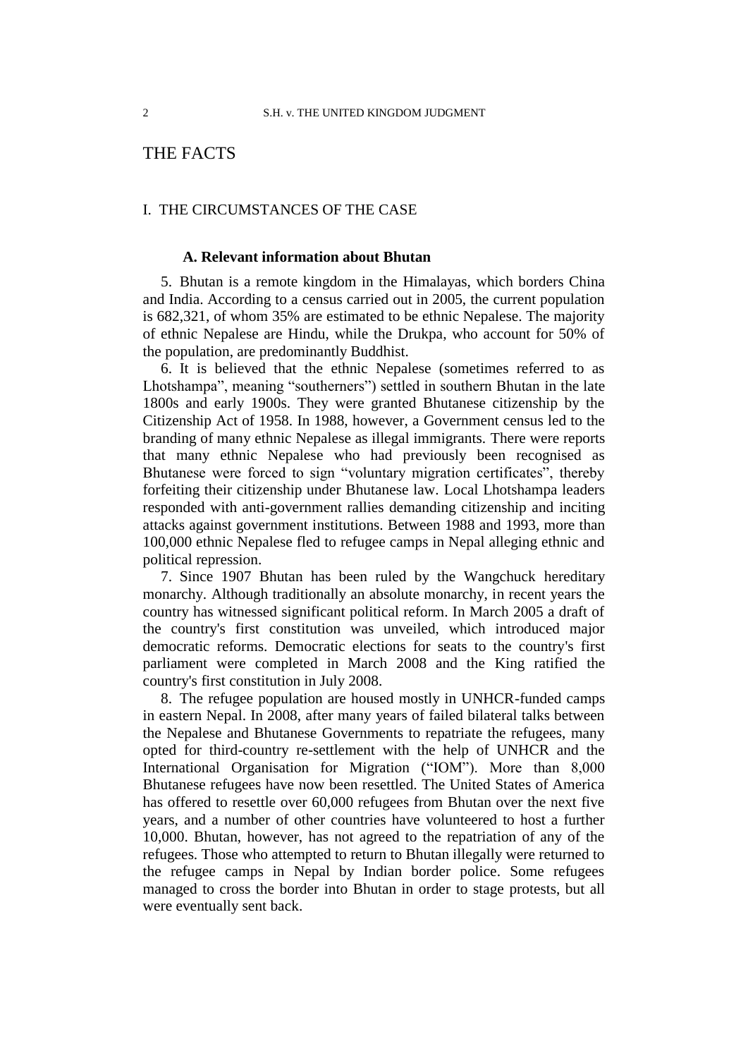# THE FACTS

## I. THE CIRCUMSTANCES OF THE CASE

### A. Relevant information about Bhutan

5. Bhutan is a remote kingdom in the Himalayas, which borders China and India. According to a census carried out in 2005, the current population is 682,321, of whom 35% are estimated to be ethnic Nepalese. The majority of ethnic Nepalese are Hindu, while the Drukpa, who account for 50% of the population, are predominantly Buddhist.

6. It is believed that the ethnic Nepalese (sometimes referred to as Lhotshampa", meaning "southerners") settled in southern Bhutan in the late 1800s and early 1900s. They were granted Bhutanese citizenship by the Citizenship Act of 1958. In 1988, however, a Government census led to the branding of many ethnic Nepalese as illegal immigrants. There were reports that many ethnic Nepalese who had previously been recognised as Bhutanese were forced to sign "voluntary migration certificates", thereby forfeiting their citizenship under Bhutanese law. Local Lhotshampa leaders responded with anti-government rallies demanding citizenship and inciting attacks against government institutions. Between 1988 and 1993, more than 100,000 ethnic Nepalese fled to refugee camps in Nepal alleging ethnic and political repression.

7. Since 1907 Bhutan has been ruled by the Wangchuck hereditary monarchy. Although traditionally an absolute monarchy, in recent years the country has witnessed significant political reform. In March 2005 a draft of the country's first constitution was unveiled, which introduced major democratic reforms. Democratic elections for seats to the country's first parliament were completed in March 2008 and the King ratified the country's first constitution in July 2008.

8. The refugee population are housed mostly in UNHCR-funded camps in eastern Nepal. In 2008, after many years of failed bilateral talks between the Nepalese and Bhutanese Governments to repatriate the refugees, many opted for third-country re-settlement with the help of UNHCR and the International Organisation for Migration ("IOM"). More than 8,000 Bhutanese refugees have now been resettled. The United States of America has offered to resettle over 60,000 refugees from Bhutan over the next five years, and a number of other countries have volunteered to host a further 10,000. Bhutan, however, has not agreed to the repatriation of any of the refugees. Those who attempted to return to Bhutan illegally were returned to the refugee camps in Nepal by Indian border police. Some refugees managed to cross the border into Bhutan in order to stage protests, but all were eventually sent back.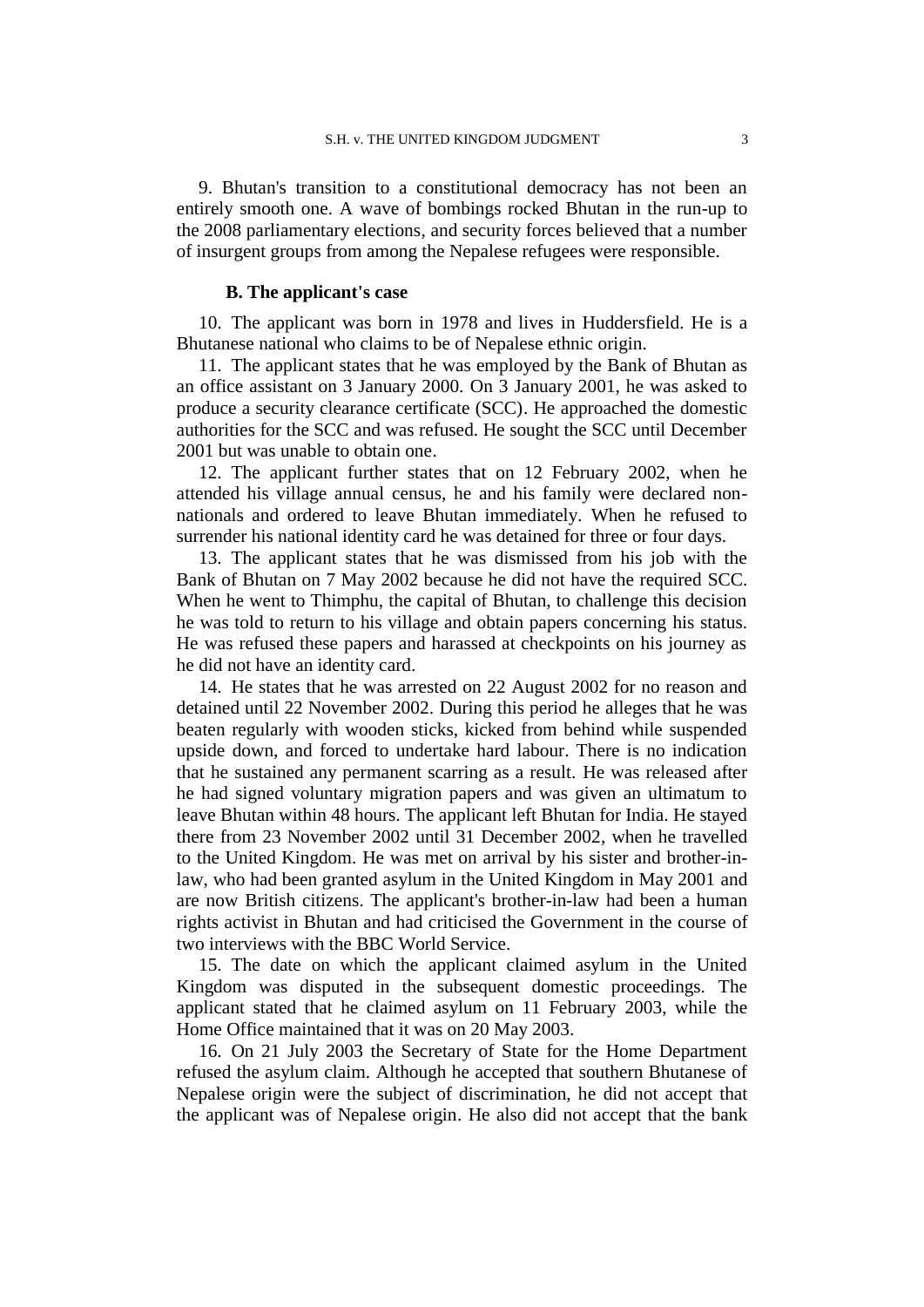9. Bhutan's transition to a constitutional democracy has not been an entirely smooth one. A wave of bombings rocked Bhutan in the run-up to the 2008 parliamentary elections, and security forces believed that a number of insurgent groups from among the Nepalese refugees were responsible.

### B. The applicant's case

10. The applicant was born in 1978 and lives in Huddersfield. He is a Bhutanese national who claims to be of Nepalese ethnic origin.

11. The applicant states that he was employed by the Bank of Bhutan as an office assistant on 3 January 2000. On 3 January 2001, he was asked to produce a security clearance certificate (SCC). He approached the domestic authorities for the SCC and was refused. He sought the SCC until December 2001 but was unable to obtain one.

12. The applicant further states that on 12 February 2002, when he attended his village annual census, he and his family were declared non-nationals and ordered to leave Bhutan immediately. When he refused to surrender his national identity card he was detained for three or four days.

13. The applicant states that he was dismissed from his job with the Bank of Bhutan on 7 May 2002 because he did not have the required SCC. When he went to Thimphu, the capital of Bhutan, to challenge this decision he was told to return to his village and obtain papers concerning his status. He was refused these papers and harassed at checkpoints on his journey as he did not have an identity card.

14. He states that he was arrested on 22 August 2002 for no reason and detained until 22 November 2002. During this period he alleges that he was beaten regularly with wooden sticks, kicked from behind while suspended upside down, and forced to undertake hard labour. There is no indication that he sustained any permanent scarring as a result. He was released after he had signed voluntary migration papers and was given an ultimatum to leave Bhutan within 48 hours. The applicant left Bhutan for India. He stayed there from 23 November 2002 until 31 December 2002, when he travelled to the United Kingdom. He was met on arrival by his sister and brother-in-law, who had been granted asylum in the United Kingdom in May 2001 and are now British citizens. The applicant's brother-in-law had been a human rights activist in Bhutan and had criticised the Government in the course of two interviews with the BBC World Service.

15. The date on which the applicant claimed asylum in the United Kingdom was disputed in the subsequent domestic proceedings. The applicant stated that he claimed asylum on 11 February 2003, while the Home Office maintained that it was on 20 May 2003.

16. On 21 July 2003 the Secretary of State for the Home Department refused the asylum claim. Although he accepted that southern Bhutanese of Nepalese origin were the subject of discrimination, he did not accept that the applicant was of Nepalese origin. He also did not accept that the bank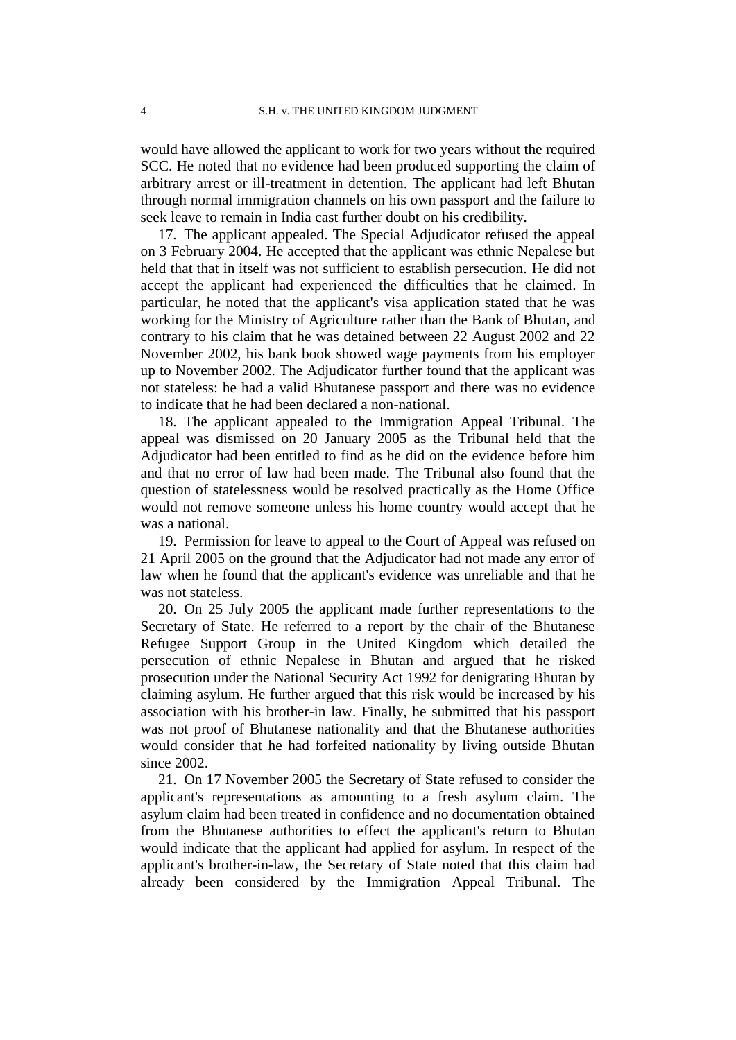would have allowed the applicant to work for two years without the required SCC. He noted that no evidence had been produced supporting the claim of arbitrary arrest or ill-treatment in detention. The applicant had left Bhutan through normal immigration channels on his own passport and the failure to seek leave to remain in India cast further doubt on his credibility.

17. The applicant appealed. The Special Adjudicator refused the appeal on 3 February 2004. He accepted that the applicant was ethnic Nepalese but held that that in itself was not sufficient to establish persecution. He did not accept the applicant had experienced the difficulties that he claimed. In particular, he noted that the applicant's visa application stated that he was working for the Ministry of Agriculture rather than the Bank of Bhutan, and contrary to his claim that he was detained between 22 August 2002 and 22 November 2002, his bank book showed wage payments from his employer up to November 2002. The Adjudicator further found that the applicant was not stateless: he had a valid Bhutanese passport and there was no evidence to indicate that he had been declared a non-national.

18. The applicant appealed to the Immigration Appeal Tribunal. The appeal was dismissed on 20 January 2005 as the Tribunal held that the Adjudicator had been entitled to find as he did on the evidence before him and that no error of law had been made. The Tribunal also found that the question of statelessness would be resolved practically as the Home Office would not remove someone unless his home country would accept that he was a national.

19. Permission for leave to appeal to the Court of Appeal was refused on 21 April 2005 on the ground that the Adjudicator had not made any error of law when he found that the applicant's evidence was unreliable and that he was not stateless.

20. On 25 July 2005 the applicant made further representations to the Secretary of State. He referred to a report by the chair of the Bhutanese Refugee Support Group in the United Kingdom which detailed the persecution of ethnic Nepalese in Bhutan and argued that he risked prosecution under the National Security Act 1992 for denigrating Bhutan by claiming asylum. He further argued that this risk would be increased by his association with his brother-in law. Finally, he submitted that his passport was not proof of Bhutanese nationality and that the Bhutanese authorities would consider that he had forfeited nationality by living outside Bhutan since 2002.

21. On 17 November 2005 the Secretary of State refused to consider the applicant's representations as amounting to a fresh asylum claim. The asylum claim had been treated in confidence and no documentation obtained from the Bhutanese authorities to effect the applicant's return to Bhutan would indicate that the applicant had applied for asylum. In respect of the applicant's brother-in-law, the Secretary of State noted that this claim had already been considered by the Immigration Appeal Tribunal. The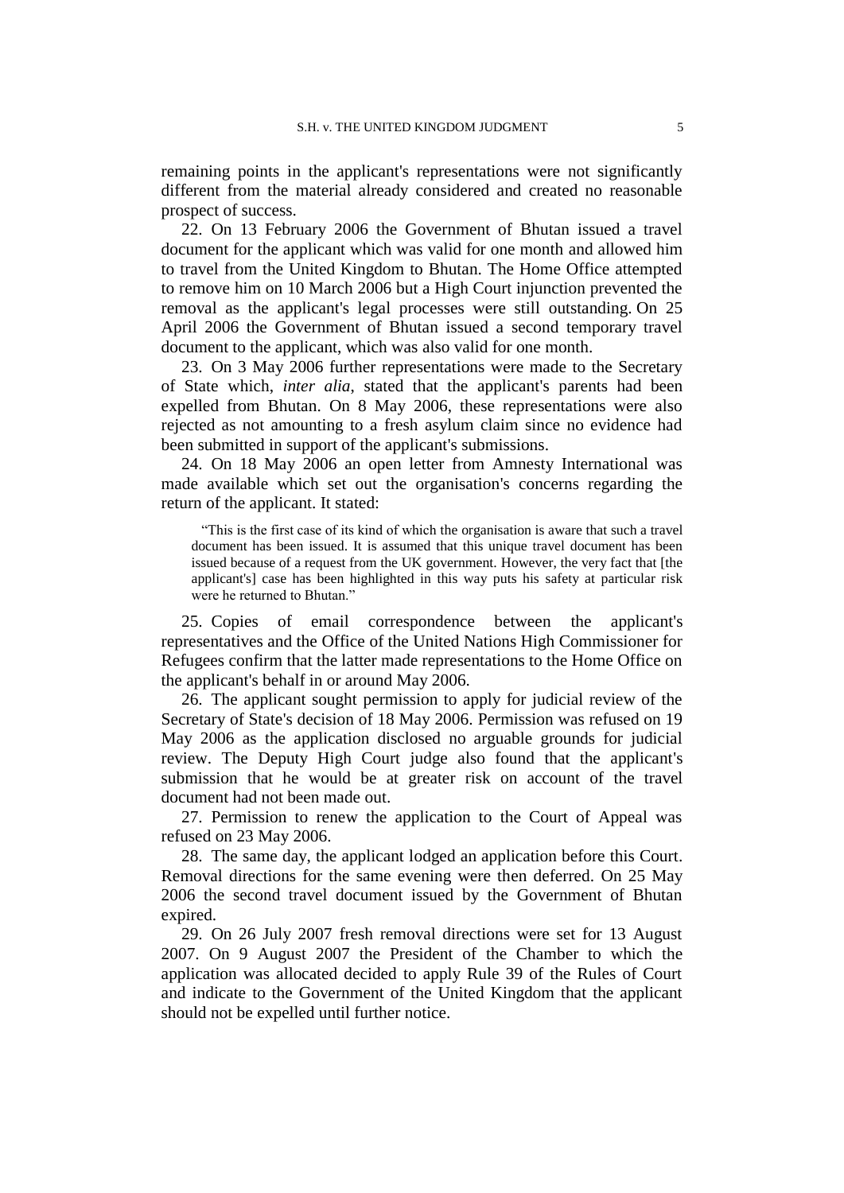remaining points in the applicant's representations were not significantly different from the material already considered and created no reasonable prospect of success.

22. On 13 February 2006 the Government of Bhutan issued a travel document for the applicant which was valid for one month and allowed him to travel from the United Kingdom to Bhutan. The Home Office attempted to remove him on 10 March 2006 but a High Court injunction prevented the removal as the applicant's legal processes were still outstanding. On 25 April 2006 the Government of Bhutan issued a second temporary travel document to the applicant, which was also valid for one month.

23. On 3 May 2006 further representations were made to the Secretary of State which, *inter alia*, stated that the applicant's parents had been expelled from Bhutan. On 8 May 2006, these representations were also rejected as not amounting to a fresh asylum claim since no evidence had been submitted in support of the applicant's submissions.

24. On 18 May 2006 an open letter from Amnesty International was made available which set out the organisation's concerns regarding the return of the applicant. It stated:

> "This is the first case of its kind of which the organisation is aware that such a travel document has been issued. It is assumed that this unique travel document has been issued because of a request from the UK government. However, the very fact that [the applicant's] case has been highlighted in this way puts his safety at particular risk were he returned to Bhutan."

25. Copies of email correspondence between the applicant's representatives and the Office of the United Nations High Commissioner for Refugees confirm that the latter made representations to the Home Office on the applicant's behalf in or around May 2006.

26. The applicant sought permission to apply for judicial review of the Secretary of State's decision of 18 May 2006. Permission was refused on 19 May 2006 as the application disclosed no arguable grounds for judicial review. The Deputy High Court judge also found that the applicant's submission that he would be at greater risk on account of the travel document had not been made out.

27. Permission to renew the application to the Court of Appeal was refused on 23 May 2006.

28. The same day, the applicant lodged an application before this Court. Removal directions for the same evening were then deferred. On 25 May 2006 the second travel document issued by the Government of Bhutan expired.

29. On 26 July 2007 fresh removal directions were set for 13 August 2007. On 9 August 2007 the President of the Chamber to which the application was allocated decided to apply Rule 39 of the Rules of Court and indicate to the Government of the United Kingdom that the applicant should not be expelled until further notice.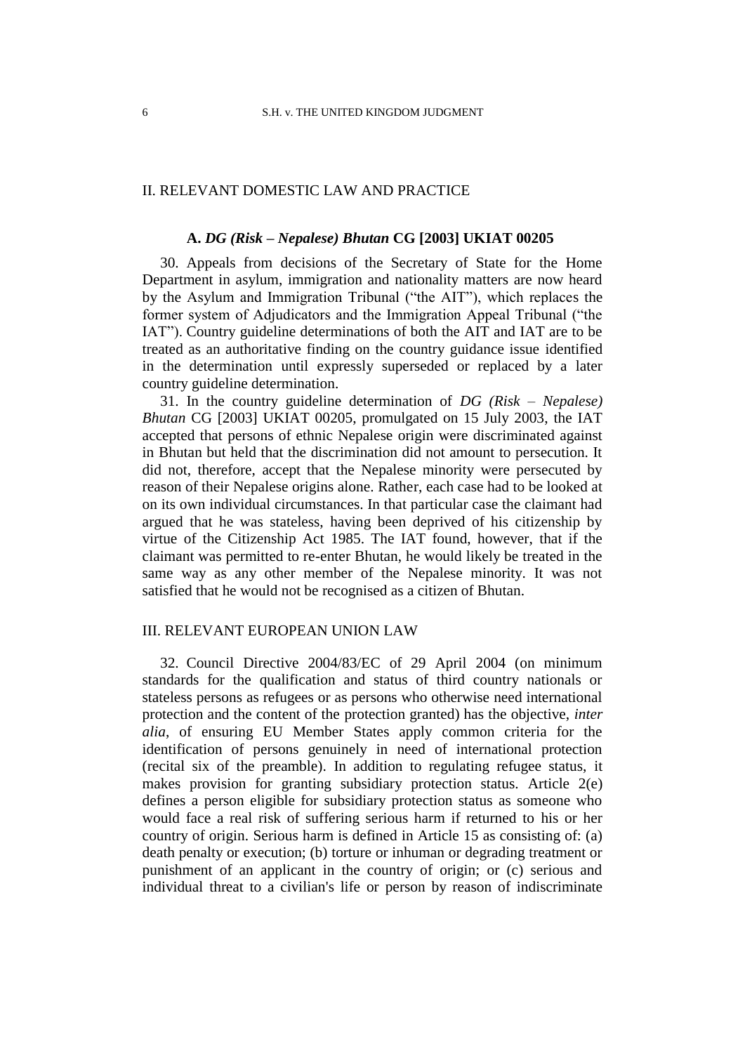## II. RELEVANT DOMESTIC LAW AND PRACTICE

### A. *DG (Risk – Nepalese) Bhutan* CG [2003] UKIAT 00205

30. Appeals from decisions of the Secretary of State for the Home Department in asylum, immigration and nationality matters are now heard by the Asylum and Immigration Tribunal ("the AIT"), which replaces the former system of Adjudicators and the Immigration Appeal Tribunal ("the IAT"). Country guideline determinations of both the AIT and IAT are to be treated as an authoritative finding on the country guidance issue identified in the determination until expressly superseded or replaced by a later country guideline determination.

31. In the country guideline determination of *DG (Risk – Nepalese) Bhutan* CG [2003] UKIAT 00205, promulgated on 15 July 2003, the IAT accepted that persons of ethnic Nepalese origin were discriminated against in Bhutan but held that the discrimination did not amount to persecution. It did not, therefore, accept that the Nepalese minority were persecuted by reason of their Nepalese origins alone. Rather, each case had to be looked at on its own individual circumstances. In that particular case the claimant had argued that he was stateless, having been deprived of his citizenship by virtue of the Citizenship Act 1985. The IAT found, however, that if the claimant was permitted to re-enter Bhutan, he would likely be treated in the same way as any other member of the Nepalese minority. It was not satisfied that he would not be recognised as a citizen of Bhutan.

## III. RELEVANT EUROPEAN UNION LAW

32. Council Directive 2004/83/EC of 29 April 2004 (on minimum standards for the qualification and status of third country nationals or stateless persons as refugees or as persons who otherwise need international protection and the content of the protection granted) has the objective, *inter alia*, of ensuring EU Member States apply common criteria for the identification of persons genuinely in need of international protection (recital six of the preamble). In addition to regulating refugee status, it makes provision for granting subsidiary protection status. Article 2(e) defines a person eligible for subsidiary protection status as someone who would face a real risk of suffering serious harm if returned to his or her country of origin. Serious harm is defined in Article 15 as consisting of: (a) death penalty or execution; (b) torture or inhuman or degrading treatment or punishment of an applicant in the country of origin; or (c) serious and individual threat to a civilian's life or person by reason of indiscriminate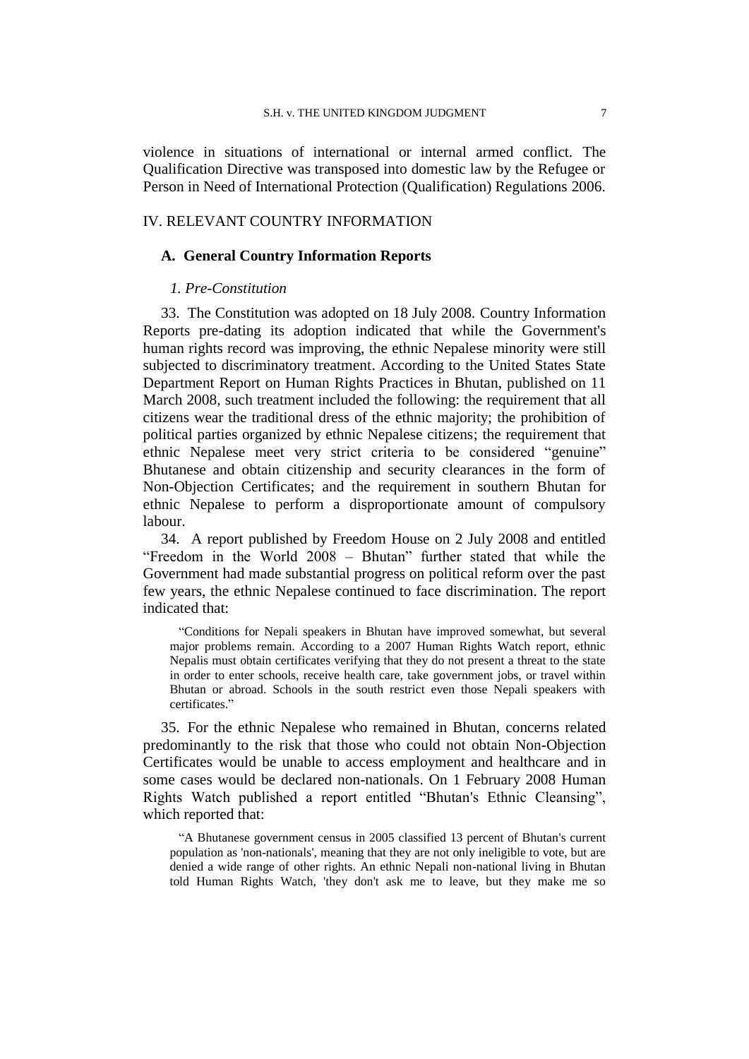violence in situations of international or internal armed conflict. The Qualification Directive was transposed into domestic law by the Refugee or Person in Need of International Protection (Qualification) Regulations 2006.

## IV. RELEVANT COUNTRY INFORMATION

### A. General Country Information Reports

#### *1. Pre-Constitution*

33. The Constitution was adopted on 18 July 2008. Country Information Reports pre-dating its adoption indicated that while the Government's human rights record was improving, the ethnic Nepalese minority were still subjected to discriminatory treatment. According to the United States State Department Report on Human Rights Practices in Bhutan, published on 11 March 2008, such treatment included the following: the requirement that all citizens wear the traditional dress of the ethnic majority; the prohibition of political parties organized by ethnic Nepalese citizens; the requirement that ethnic Nepalese meet very strict criteria to be considered "genuine" Bhutanese and obtain citizenship and security clearances in the form of Non-Objection Certificates; and the requirement in southern Bhutan for ethnic Nepalese to perform a disproportionate amount of compulsory labour.

34. A report published by Freedom House on 2 July 2008 and entitled "Freedom in the World 2008 – Bhutan" further stated that while the Government had made substantial progress on political reform over the past few years, the ethnic Nepalese continued to face discrimination. The report indicated that:

> "Conditions for Nepali speakers in Bhutan have improved somewhat, but several major problems remain. According to a 2007 Human Rights Watch report, ethnic Nepalis must obtain certificates verifying that they do not present a threat to the state in order to enter schools, receive health care, take government jobs, or travel within Bhutan or abroad. Schools in the south restrict even those Nepali speakers with certificates."

35. For the ethnic Nepalese who remained in Bhutan, concerns related predominantly to the risk that those who could not obtain Non-Objection Certificates would be unable to access employment and healthcare and in some cases would be declared non-nationals. On 1 February 2008 Human Rights Watch published a report entitled "Bhutan's Ethnic Cleansing", which reported that:

> "A Bhutanese government census in 2005 classified 13 percent of Bhutan's current population as 'non-nationals', meaning that they are not only ineligible to vote, but are denied a wide range of other rights. An ethnic Nepali non-national living in Bhutan told Human Rights Watch, 'they don't ask me to leave, but they make me so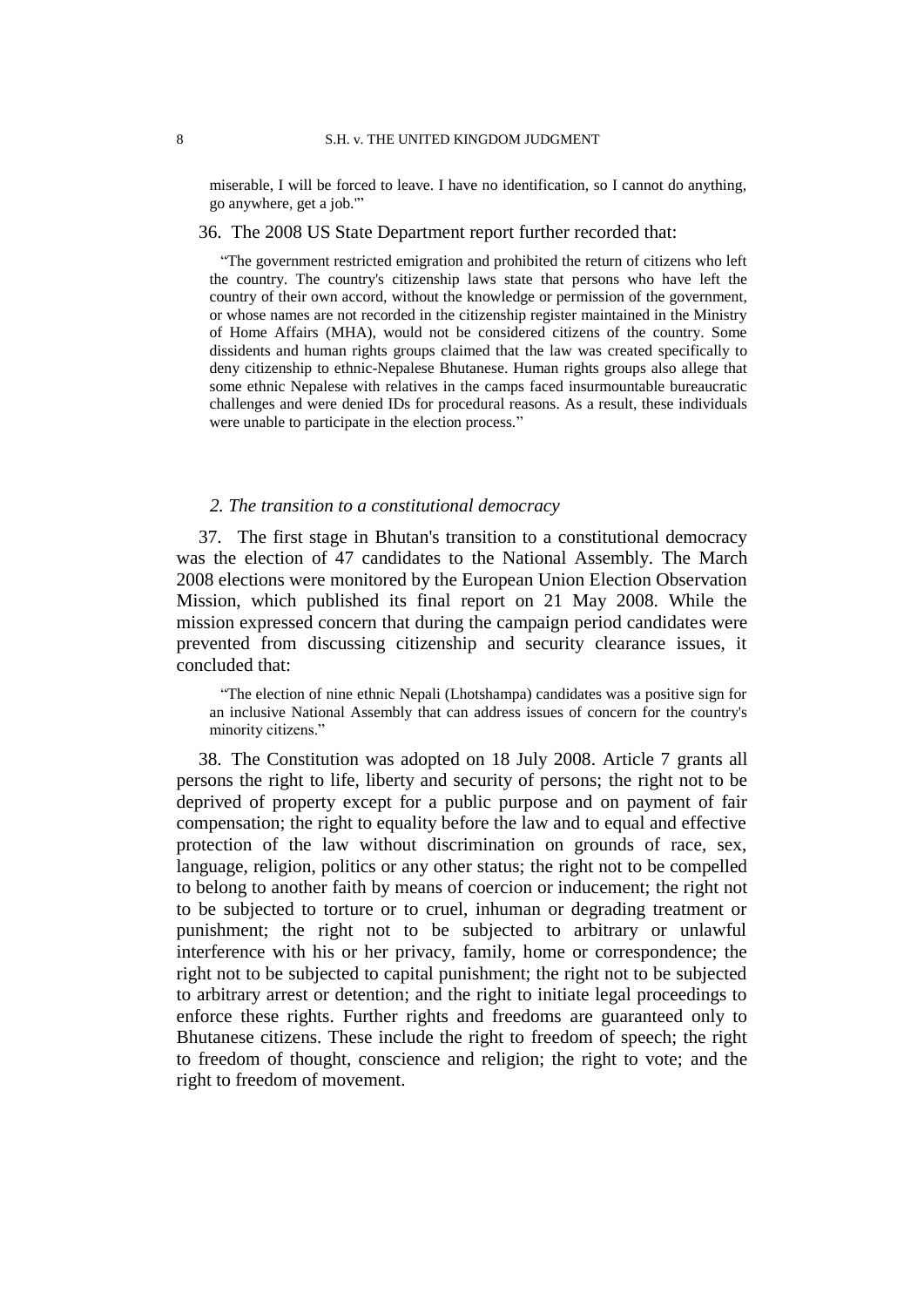miserable, I will be forced to leave. I have no identification, so I cannot do anything, go anywhere, get a job.'"

36. The 2008 US State Department report further recorded that:

> "The government restricted emigration and prohibited the return of citizens who left the country. The country's citizenship laws state that persons who have left the country of their own accord, without the knowledge or permission of the government, or whose names are not recorded in the citizenship register maintained in the Ministry of Home Affairs (MHA), would not be considered citizens of the country. Some dissidents and human rights groups claimed that the law was created specifically to deny citizenship to ethnic-Nepalese Bhutanese. Human rights groups also allege that some ethnic Nepalese with relatives in the camps faced insurmountable bureaucratic challenges and were denied IDs for procedural reasons. As a result, these individuals were unable to participate in the election process."

### *2. The transition to a constitutional democracy*

37. The first stage in Bhutan's transition to a constitutional democracy was the election of 47 candidates to the National Assembly. The March 2008 elections were monitored by the European Union Election Observation Mission, which published its final report on 21 May 2008. While the mission expressed concern that during the campaign period candidates were prevented from discussing citizenship and security clearance issues, it concluded that:

> "The election of nine ethnic Nepali (Lhotshampa) candidates was a positive sign for an inclusive National Assembly that can address issues of concern for the country's minority citizens."

38. The Constitution was adopted on 18 July 2008. Article 7 grants all persons the right to life, liberty and security of persons; the right not to be deprived of property except for a public purpose and on payment of fair compensation; the right to equality before the law and to equal and effective protection of the law without discrimination on grounds of race, sex, language, religion, politics or any other status; the right not to be compelled to belong to another faith by means of coercion or inducement; the right not to be subjected to torture or to cruel, inhuman or degrading treatment or punishment; the right not to be subjected to arbitrary or unlawful interference with his or her privacy, family, home or correspondence; the right not to be subjected to capital punishment; the right not to be subjected to arbitrary arrest or detention; and the right to initiate legal proceedings to enforce these rights. Further rights and freedoms are guaranteed only to Bhutanese citizens. These include the right to freedom of speech; the right to freedom of thought, conscience and religion; the right to vote; and the right to freedom of movement.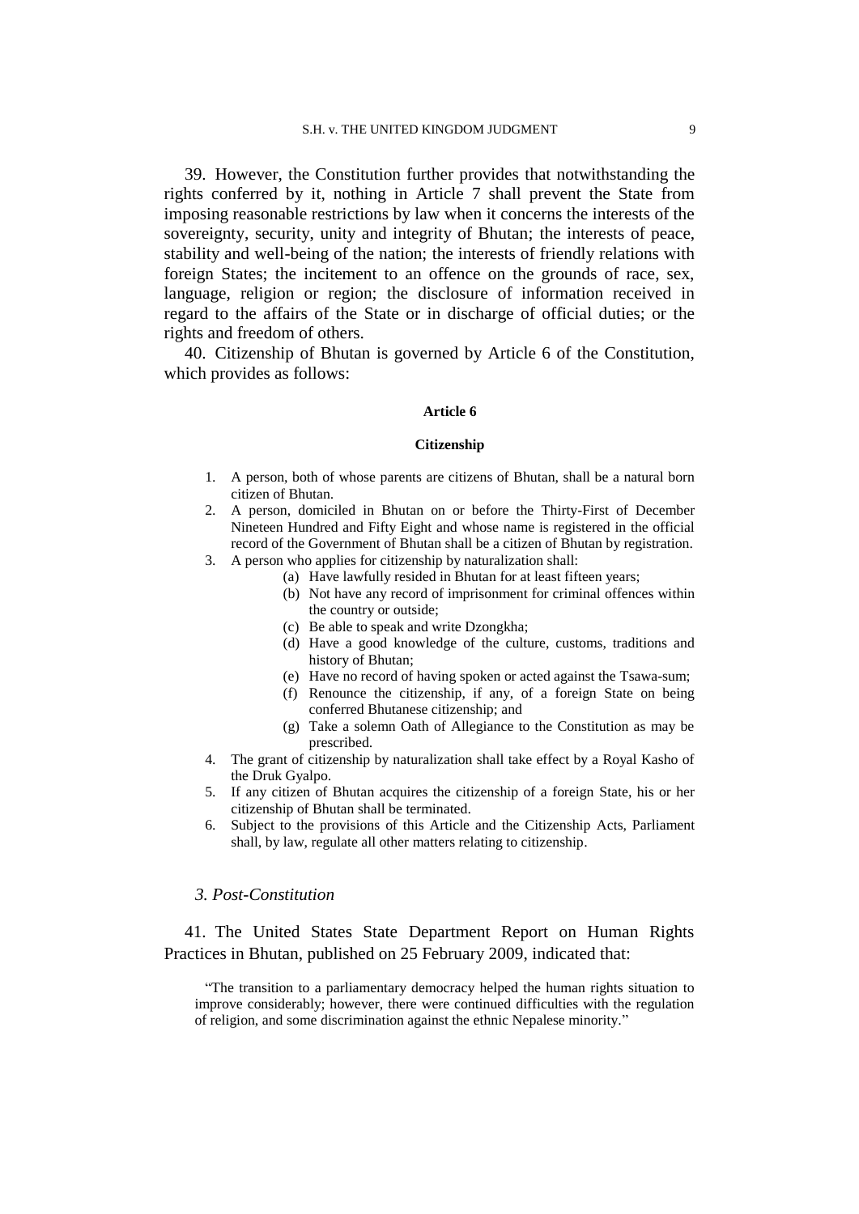39. However, the Constitution further provides that notwithstanding the rights conferred by it, nothing in Article 7 shall prevent the State from imposing reasonable restrictions by law when it concerns the interests of the sovereignty, security, unity and integrity of Bhutan; the interests of peace, stability and well-being of the nation; the interests of friendly relations with foreign States; the incitement to an offence on the grounds of race, sex, language, religion or region; the disclosure of information received in regard to the affairs of the State or in discharge of official duties; or the rights and freedom of others.

40. Citizenship of Bhutan is governed by Article 6 of the Constitution, which provides as follows:

**Article 6**

**Citizenship**

1. A person, both of whose parents are citizens of Bhutan, shall be a natural born citizen of Bhutan.
2. A person, domiciled in Bhutan on or before the Thirty-First of December Nineteen Hundred and Fifty Eight and whose name is registered in the official record of the Government of Bhutan shall be a citizen of Bhutan by registration.
3. A person who applies for citizenship by naturalization shall:
   - (a) Have lawfully resided in Bhutan for at least fifteen years;
   - (b) Not have any record of imprisonment for criminal offences within the country or outside;
   - (c) Be able to speak and write Dzongkha;
   - (d) Have a good knowledge of the culture, customs, traditions and history of Bhutan;
   - (e) Have no record of having spoken or acted against the Tsawa-sum;
   - (f) Renounce the citizenship, if any, of a foreign State on being conferred Bhutanese citizenship; and
   - (g) Take a solemn Oath of Allegiance to the Constitution as may be prescribed.
4. The grant of citizenship by naturalization shall take effect by a Royal Kasho of the Druk Gyalpo.
5. If any citizen of Bhutan acquires the citizenship of a foreign State, his or her citizenship of Bhutan shall be terminated.
6. Subject to the provisions of this Article and the Citizenship Acts, Parliament shall, by law, regulate all other matters relating to citizenship.

### *3. Post-Constitution*

41. The United States State Department Report on Human Rights Practices in Bhutan, published on 25 February 2009, indicated that:

> "The transition to a parliamentary democracy helped the human rights situation to improve considerably; however, there were continued difficulties with the regulation of religion, and some discrimination against the ethnic Nepalese minority."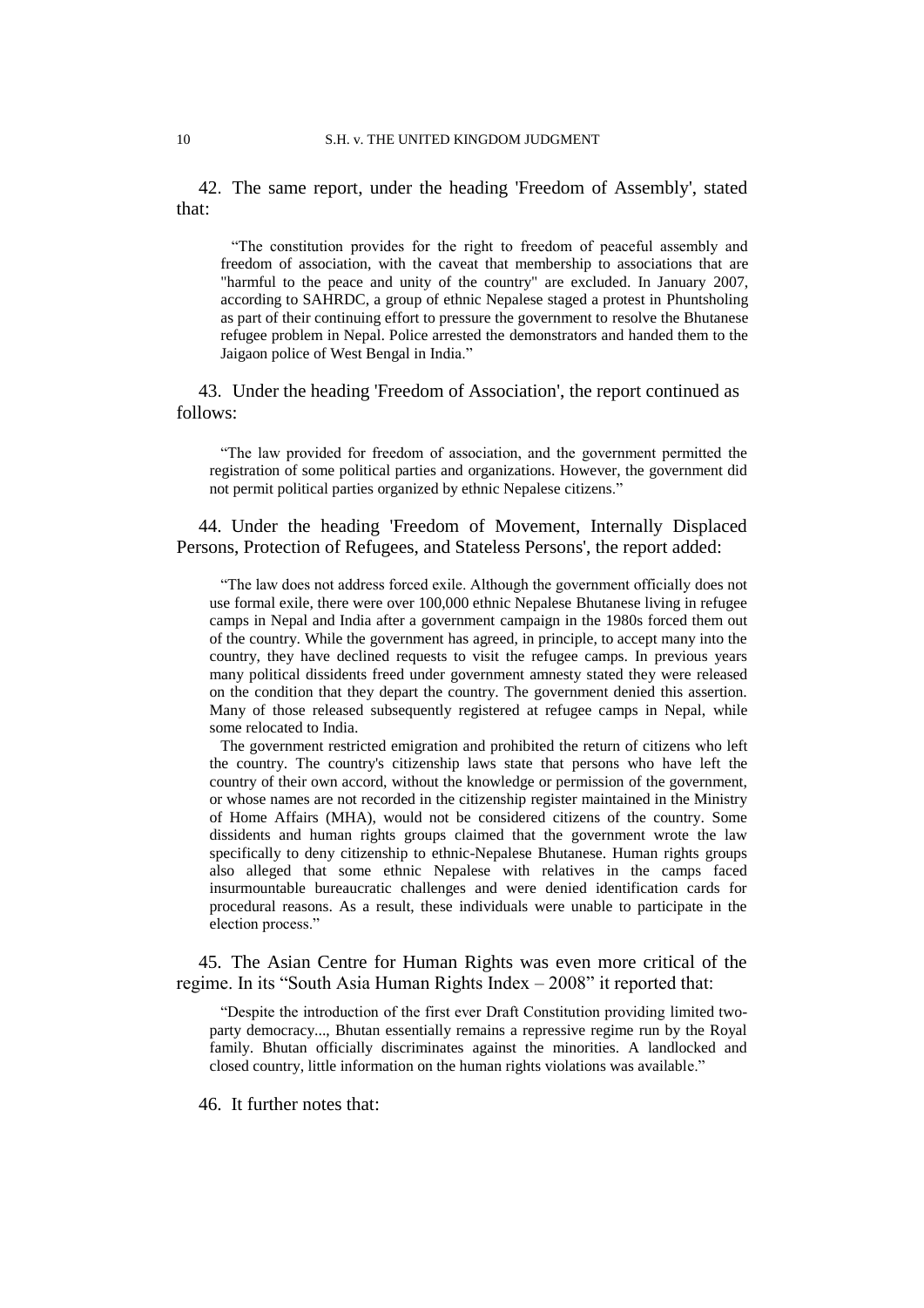42. The same report, under the heading 'Freedom of Assembly', stated that:

> "The constitution provides for the right to freedom of peaceful assembly and freedom of association, with the caveat that membership to associations that are "harmful to the peace and unity of the country" are excluded. In January 2007, according to SAHRDC, a group of ethnic Nepalese staged a protest in Phuntsholing as part of their continuing effort to pressure the government to resolve the Bhutanese refugee problem in Nepal. Police arrested the demonstrators and handed them to the Jaigaon police of West Bengal in India."

43. Under the heading 'Freedom of Association', the report continued as follows:

> "The law provided for freedom of association, and the government permitted the registration of some political parties and organizations. However, the government did not permit political parties organized by ethnic Nepalese citizens."

44. Under the heading 'Freedom of Movement, Internally Displaced Persons, Protection of Refugees, and Stateless Persons', the report added:

> "The law does not address forced exile. Although the government officially does not use formal exile, there were over 100,000 ethnic Nepalese Bhutanese living in refugee camps in Nepal and India after a government campaign in the 1980s forced them out of the country. While the government has agreed, in principle, to accept many into the country, they have declined requests to visit the refugee camps. In previous years many political dissidents freed under government amnesty stated they were released on the condition that they depart the country. The government denied this assertion. Many of those released subsequently registered at refugee camps in Nepal, while some relocated to India.
>
> The government restricted emigration and prohibited the return of citizens who left the country. The country's citizenship laws state that persons who have left the country of their own accord, without the knowledge or permission of the government, or whose names are not recorded in the citizenship register maintained in the Ministry of Home Affairs (MHA), would not be considered citizens of the country. Some dissidents and human rights groups claimed that the government wrote the law specifically to deny citizenship to ethnic-Nepalese Bhutanese. Human rights groups also alleged that some ethnic Nepalese with relatives in the camps faced insurmountable bureaucratic challenges and were denied identification cards for procedural reasons. As a result, these individuals were unable to participate in the election process."

45. The Asian Centre for Human Rights was even more critical of the regime. In its "South Asia Human Rights Index – 2008" it reported that:

> "Despite the introduction of the first ever Draft Constitution providing limited two-party democracy..., Bhutan essentially remains a repressive regime run by the Royal family. Bhutan officially discriminates against the minorities. A landlocked and closed country, little information on the human rights violations was available."

46. It further notes that: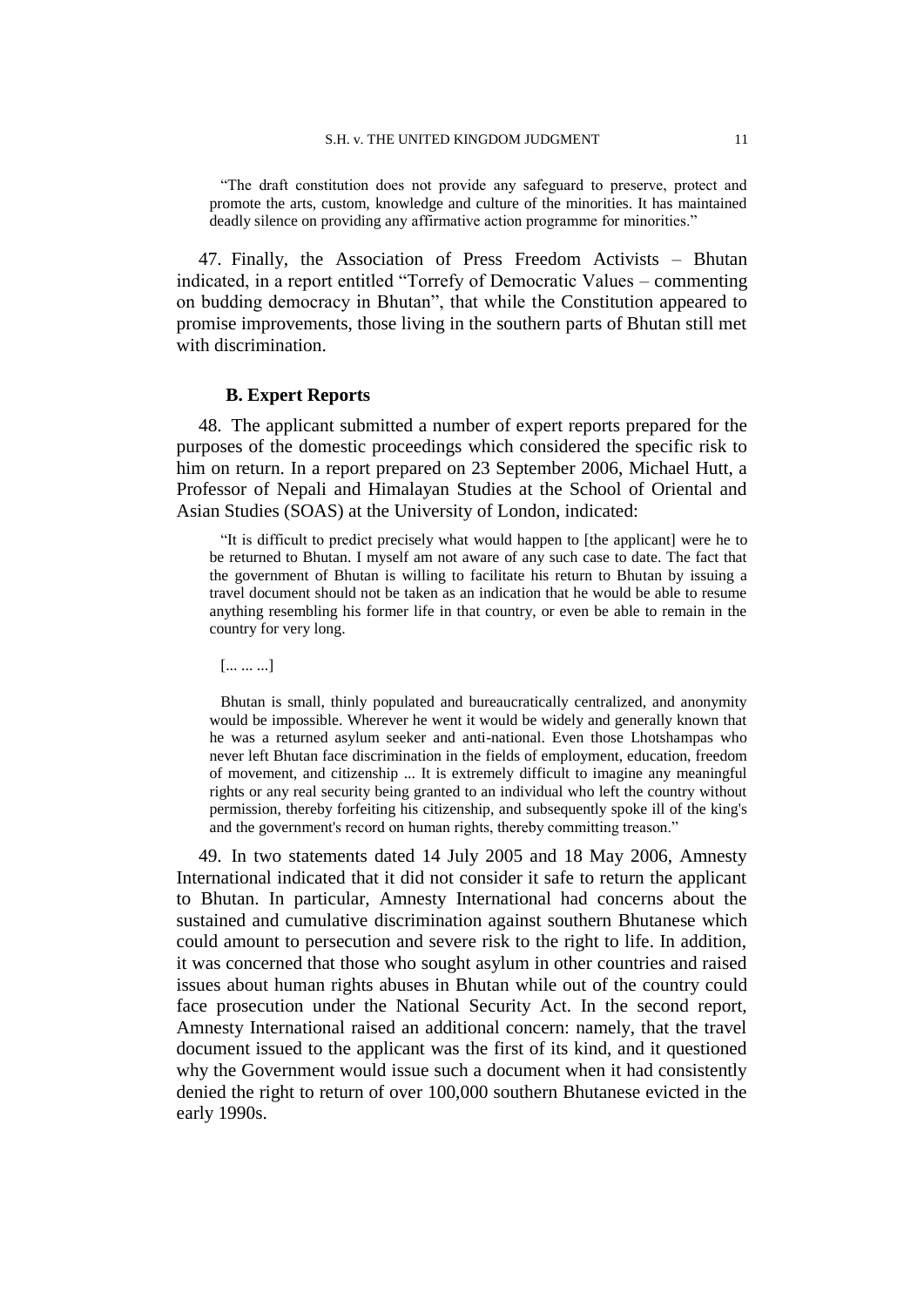> "The draft constitution does not provide any safeguard to preserve, protect and promote the arts, custom, knowledge and culture of the minorities. It has maintained deadly silence on providing any affirmative action programme for minorities."

47. Finally, the Association of Press Freedom Activists – Bhutan indicated, in a report entitled "Torrefy of Democratic Values – commenting on budding democracy in Bhutan", that while the Constitution appeared to promise improvements, those living in the southern parts of Bhutan still met with discrimination.

### B. Expert Reports

48. The applicant submitted a number of expert reports prepared for the purposes of the domestic proceedings which considered the specific risk to him on return. In a report prepared on 23 September 2006, Michael Hutt, a Professor of Nepali and Himalayan Studies at the School of Oriental and Asian Studies (SOAS) at the University of London, indicated:

> "It is difficult to predict precisely what would happen to [the applicant] were he to be returned to Bhutan. I myself am not aware of any such case to date. The fact that the government of Bhutan is willing to facilitate his return to Bhutan by issuing a travel document should not be taken as an indication that he would be able to resume anything resembling his former life in that country, or even be able to remain in the country for very long.
>
> [... ... ...]
>
> Bhutan is small, thinly populated and bureaucratically centralized, and anonymity would be impossible. Wherever he went it would be widely and generally known that he was a returned asylum seeker and anti-national. Even those Lhotshampas who never left Bhutan face discrimination in the fields of employment, education, freedom of movement, and citizenship ... It is extremely difficult to imagine any meaningful rights or any real security being granted to an individual who left the country without permission, thereby forfeiting his citizenship, and subsequently spoke ill of the king's and the government's record on human rights, thereby committing treason."

49. In two statements dated 14 July 2005 and 18 May 2006, Amnesty International indicated that it did not consider it safe to return the applicant to Bhutan. In particular, Amnesty International had concerns about the sustained and cumulative discrimination against southern Bhutanese which could amount to persecution and severe risk to the right to life. In addition, it was concerned that those who sought asylum in other countries and raised issues about human rights abuses in Bhutan while out of the country could face prosecution under the National Security Act. In the second report, Amnesty International raised an additional concern: namely, that the travel document issued to the applicant was the first of its kind, and it questioned why the Government would issue such a document when it had consistently denied the right to return of over 100,000 southern Bhutanese evicted in the early 1990s.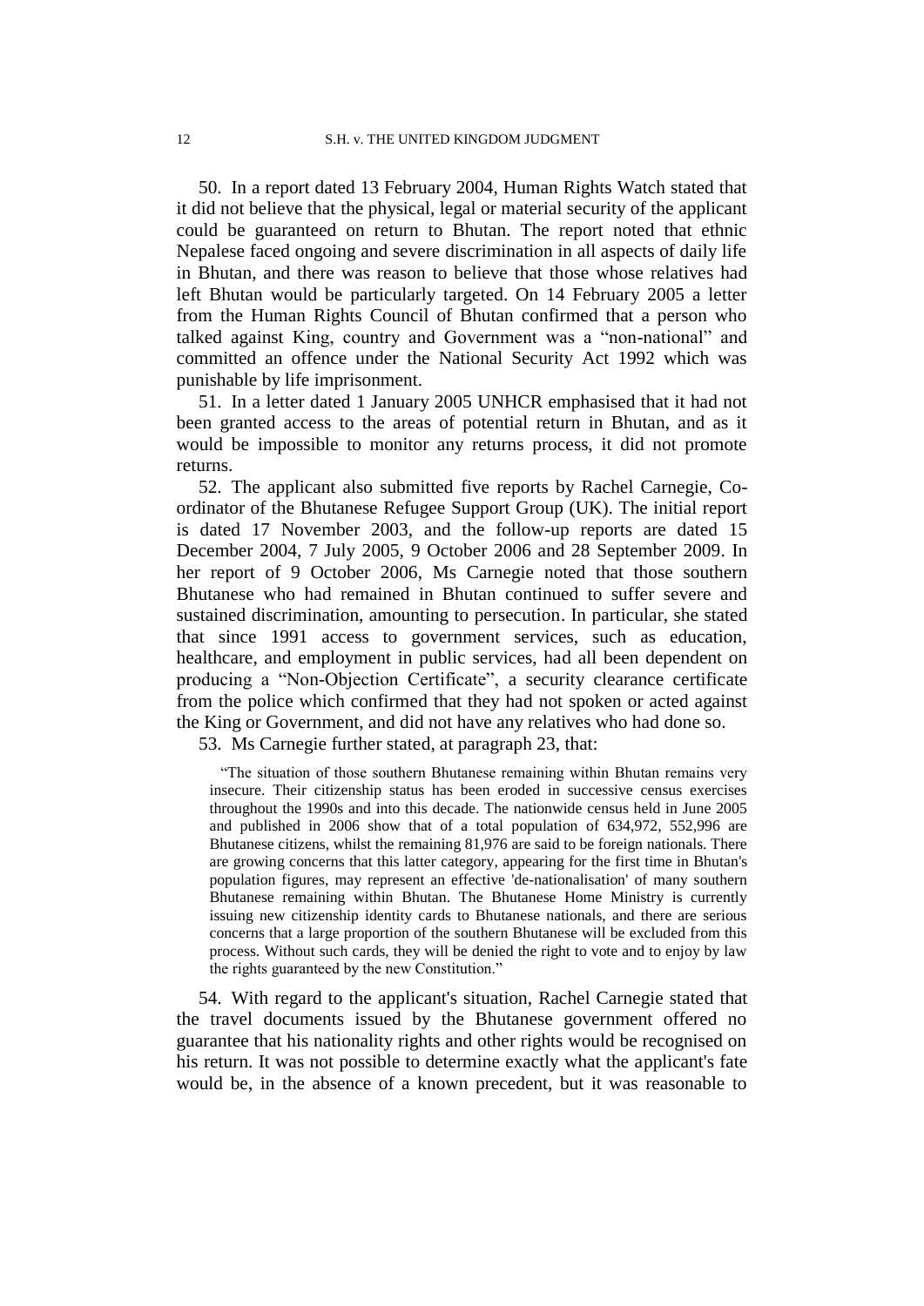50. In a report dated 13 February 2004, Human Rights Watch stated that it did not believe that the physical, legal or material security of the applicant could be guaranteed on return to Bhutan. The report noted that ethnic Nepalese faced ongoing and severe discrimination in all aspects of daily life in Bhutan, and there was reason to believe that those whose relatives had left Bhutan would be particularly targeted. On 14 February 2005 a letter from the Human Rights Council of Bhutan confirmed that a person who talked against King, country and Government was a "non-national" and committed an offence under the National Security Act 1992 which was punishable by life imprisonment.

51. In a letter dated 1 January 2005 UNHCR emphasised that it had not been granted access to the areas of potential return in Bhutan, and as it would be impossible to monitor any returns process, it did not promote returns.

52. The applicant also submitted five reports by Rachel Carnegie, Co-ordinator of the Bhutanese Refugee Support Group (UK). The initial report is dated 17 November 2003, and the follow-up reports are dated 15 December 2004, 7 July 2005, 9 October 2006 and 28 September 2009. In her report of 9 October 2006, Ms Carnegie noted that those southern Bhutanese who had remained in Bhutan continued to suffer severe and sustained discrimination, amounting to persecution. In particular, she stated that since 1991 access to government services, such as education, healthcare, and employment in public services, had all been dependent on producing a "Non-Objection Certificate", a security clearance certificate from the police which confirmed that they had not spoken or acted against the King or Government, and did not have any relatives who had done so.

53. Ms Carnegie further stated, at paragraph 23, that:

> "The situation of those southern Bhutanese remaining within Bhutan remains very insecure. Their citizenship status has been eroded in successive census exercises throughout the 1990s and into this decade. The nationwide census held in June 2005 and published in 2006 show that of a total population of 634,972, 552,996 are Bhutanese citizens, whilst the remaining 81,976 are said to be foreign nationals. There are growing concerns that this latter category, appearing for the first time in Bhutan's population figures, may represent an effective 'de-nationalisation' of many southern Bhutanese remaining within Bhutan. The Bhutanese Home Ministry is currently issuing new citizenship identity cards to Bhutanese nationals, and there are serious concerns that a large proportion of the southern Bhutanese will be excluded from this process. Without such cards, they will be denied the right to vote and to enjoy by law the rights guaranteed by the new Constitution."

54. With regard to the applicant's situation, Rachel Carnegie stated that the travel documents issued by the Bhutanese government offered no guarantee that his nationality rights and other rights would be recognised on his return. It was not possible to determine exactly what the applicant's fate would be, in the absence of a known precedent, but it was reasonable to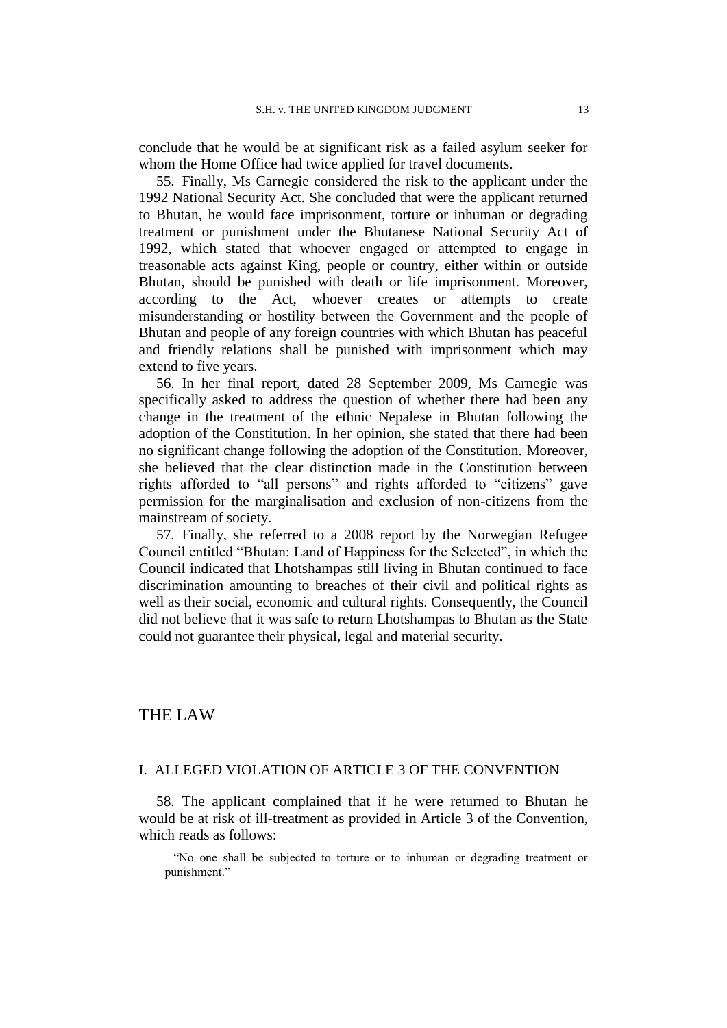conclude that he would be at significant risk as a failed asylum seeker for whom the Home Office had twice applied for travel documents.

55. Finally, Ms Carnegie considered the risk to the applicant under the 1992 National Security Act. She concluded that were the applicant returned to Bhutan, he would face imprisonment, torture or inhuman or degrading treatment or punishment under the Bhutanese National Security Act of 1992, which stated that whoever engaged or attempted to engage in treasonable acts against King, people or country, either within or outside Bhutan, should be punished with death or life imprisonment. Moreover, according to the Act, whoever creates or attempts to create misunderstanding or hostility between the Government and the people of Bhutan and people of any foreign countries with which Bhutan has peaceful and friendly relations shall be punished with imprisonment which may extend to five years.

56. In her final report, dated 28 September 2009, Ms Carnegie was specifically asked to address the question of whether there had been any change in the treatment of the ethnic Nepalese in Bhutan following the adoption of the Constitution. In her opinion, she stated that there had been no significant change following the adoption of the Constitution. Moreover, she believed that the clear distinction made in the Constitution between rights afforded to "all persons" and rights afforded to "citizens" gave permission for the marginalisation and exclusion of non-citizens from the mainstream of society.

57. Finally, she referred to a 2008 report by the Norwegian Refugee Council entitled "Bhutan: Land of Happiness for the Selected", in which the Council indicated that Lhotshampas still living in Bhutan continued to face discrimination amounting to breaches of their civil and political rights as well as their social, economic and cultural rights. Consequently, the Council did not believe that it was safe to return Lhotshampas to Bhutan as the State could not guarantee their physical, legal and material security.

# THE LAW

## I. ALLEGED VIOLATION OF ARTICLE 3 OF THE CONVENTION

58. The applicant complained that if he were returned to Bhutan he would be at risk of ill-treatment as provided in Article 3 of the Convention, which reads as follows:

> "No one shall be subjected to torture or to inhuman or degrading treatment or punishment."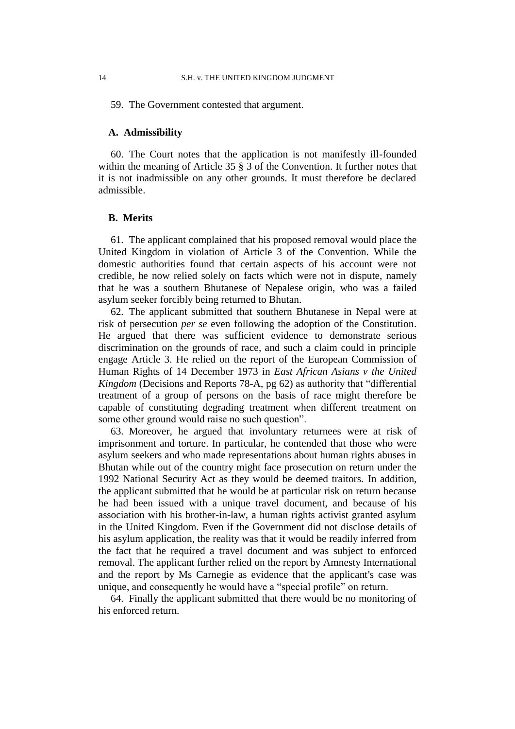59. The Government contested that argument.

### A. Admissibility

60. The Court notes that the application is not manifestly ill-founded within the meaning of Article 35 § 3 of the Convention. It further notes that it is not inadmissible on any other grounds. It must therefore be declared admissible.

### B. Merits

61. The applicant complained that his proposed removal would place the United Kingdom in violation of Article 3 of the Convention. While the domestic authorities found that certain aspects of his account were not credible, he now relied solely on facts which were not in dispute, namely that he was a southern Bhutanese of Nepalese origin, who was a failed asylum seeker forcibly being returned to Bhutan.

62. The applicant submitted that southern Bhutanese in Nepal were at risk of persecution *per se* even following the adoption of the Constitution. He argued that there was sufficient evidence to demonstrate serious discrimination on the grounds of race, and such a claim could in principle engage Article 3. He relied on the report of the European Commission of Human Rights of 14 December 1973 in *East African Asians v the United Kingdom* (Decisions and Reports 78-A, pg 62) as authority that "differential treatment of a group of persons on the basis of race might therefore be capable of constituting degrading treatment when different treatment on some other ground would raise no such question".

63. Moreover, he argued that involuntary returnees were at risk of imprisonment and torture. In particular, he contended that those who were asylum seekers and who made representations about human rights abuses in Bhutan while out of the country might face prosecution on return under the 1992 National Security Act as they would be deemed traitors. In addition, the applicant submitted that he would be at particular risk on return because he had been issued with a unique travel document, and because of his association with his brother-in-law, a human rights activist granted asylum in the United Kingdom. Even if the Government did not disclose details of his asylum application, the reality was that it would be readily inferred from the fact that he required a travel document and was subject to enforced removal. The applicant further relied on the report by Amnesty International and the report by Ms Carnegie as evidence that the applicant's case was unique, and consequently he would have a "special profile" on return.

64. Finally the applicant submitted that there would be no monitoring of his enforced return.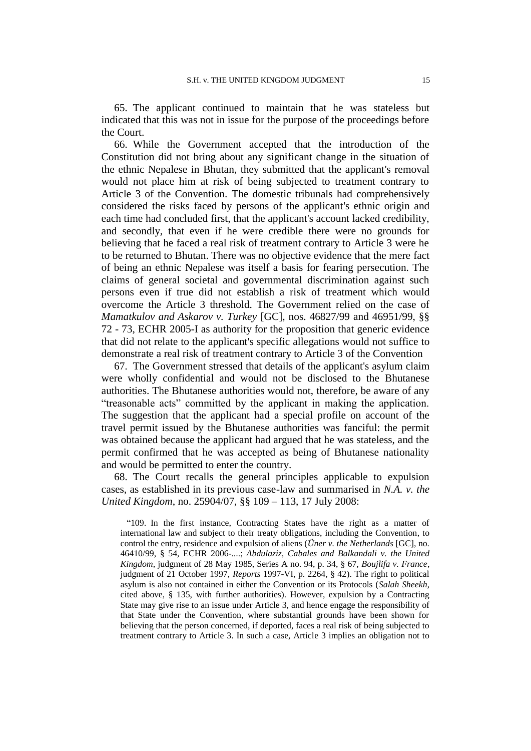65. The applicant continued to maintain that he was stateless but indicated that this was not in issue for the purpose of the proceedings before the Court.

66. While the Government accepted that the introduction of the Constitution did not bring about any significant change in the situation of the ethnic Nepalese in Bhutan, they submitted that the applicant's removal would not place him at risk of being subjected to treatment contrary to Article 3 of the Convention. The domestic tribunals had comprehensively considered the risks faced by persons of the applicant's ethnic origin and each time had concluded first, that the applicant's account lacked credibility, and secondly, that even if he were credible there were no grounds for believing that he faced a real risk of treatment contrary to Article 3 were he to be returned to Bhutan. There was no objective evidence that the mere fact of being an ethnic Nepalese was itself a basis for fearing persecution. The claims of general societal and governmental discrimination against such persons even if true did not establish a risk of treatment which would overcome the Article 3 threshold. The Government relied on the case of *Mamatkulov and Askarov v. Turkey* [GC], nos. 46827/99 and 46951/99, §§ 72 - 73, ECHR 2005-I as authority for the proposition that generic evidence that did not relate to the applicant's specific allegations would not suffice to demonstrate a real risk of treatment contrary to Article 3 of the Convention

67. The Government stressed that details of the applicant's asylum claim were wholly confidential and would not be disclosed to the Bhutanese authorities. The Bhutanese authorities would not, therefore, be aware of any "treasonable acts" committed by the applicant in making the application. The suggestion that the applicant had a special profile on account of the travel permit issued by the Bhutanese authorities was fanciful: the permit was obtained because the applicant had argued that he was stateless, and the permit confirmed that he was accepted as being of Bhutanese nationality and would be permitted to enter the country.

68. The Court recalls the general principles applicable to expulsion cases, as established in its previous case-law and summarised in *N.A. v. the United Kingdom*, no. 25904/07, §§ 109 – 113, 17 July 2008:

> "109. In the first instance, Contracting States have the right as a matter of international law and subject to their treaty obligations, including the Convention, to control the entry, residence and expulsion of aliens (*Üner v. the Netherlands* [GC], no. 46410/99, § 54, ECHR 2006-....; *Abdulaziz, Cabales and Balkandali v. the United Kingdom*, judgment of 28 May 1985, Series A no. 94, p. 34, § 67, *Boujlifa v. France*, judgment of 21 October 1997, *Reports* 1997-VI, p. 2264, § 42). The right to political asylum is also not contained in either the Convention or its Protocols (*Salah Sheekh*, cited above, § 135, with further authorities). However, expulsion by a Contracting State may give rise to an issue under Article 3, and hence engage the responsibility of that State under the Convention, where substantial grounds have been shown for believing that the person concerned, if deported, faces a real risk of being subjected to treatment contrary to Article 3. In such a case, Article 3 implies an obligation not to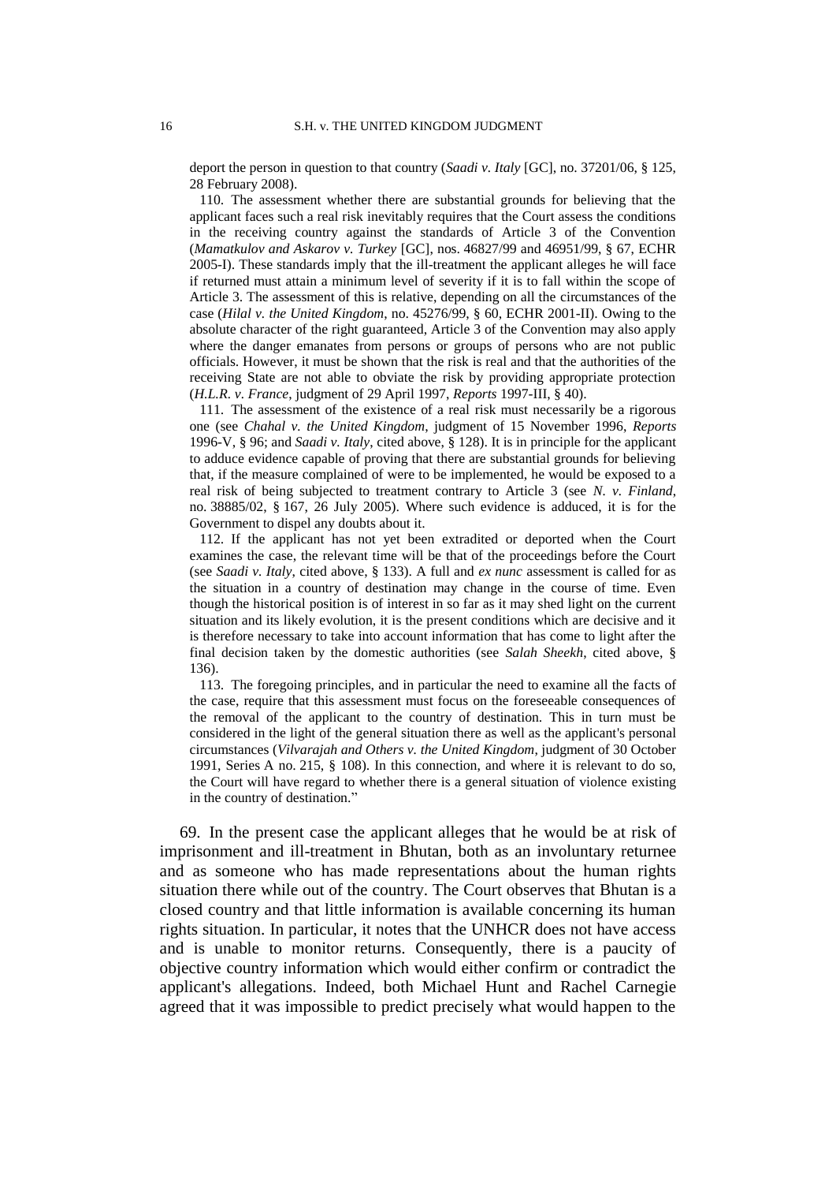deport the person in question to that country (*Saadi v. Italy* [GC], no. 37201/06, § 125, 28 February 2008).

110. The assessment whether there are substantial grounds for believing that the applicant faces such a real risk inevitably requires that the Court assess the conditions in the receiving country against the standards of Article 3 of the Convention (*Mamatkulov and Askarov v. Turkey* [GC], nos. 46827/99 and 46951/99, § 67, ECHR 2005-I). These standards imply that the ill-treatment the applicant alleges he will face if returned must attain a minimum level of severity if it is to fall within the scope of Article 3. The assessment of this is relative, depending on all the circumstances of the case (*Hilal v. the United Kingdom*, no. 45276/99, § 60, ECHR 2001-II). Owing to the absolute character of the right guaranteed, Article 3 of the Convention may also apply where the danger emanates from persons or groups of persons who are not public officials. However, it must be shown that the risk is real and that the authorities of the receiving State are not able to obviate the risk by providing appropriate protection (*H.L.R. v. France*, judgment of 29 April 1997, *Reports* 1997-III, § 40).

111. The assessment of the existence of a real risk must necessarily be a rigorous one (see *Chahal v. the United Kingdom*, judgment of 15 November 1996, *Reports* 1996-V, § 96; and *Saadi v. Italy*, cited above, § 128). It is in principle for the applicant to adduce evidence capable of proving that there are substantial grounds for believing that, if the measure complained of were to be implemented, he would be exposed to a real risk of being subjected to treatment contrary to Article 3 (see *N. v. Finland*, no. 38885/02, § 167, 26 July 2005). Where such evidence is adduced, it is for the Government to dispel any doubts about it.

112. If the applicant has not yet been extradited or deported when the Court examines the case, the relevant time will be that of the proceedings before the Court (see *Saadi v. Italy*, cited above, § 133). A full and *ex nunc* assessment is called for as the situation in a country of destination may change in the course of time. Even though the historical position is of interest in so far as it may shed light on the current situation and its likely evolution, it is the present conditions which are decisive and it is therefore necessary to take into account information that has come to light after the final decision taken by the domestic authorities (see *Salah Sheekh*, cited above, § 136).

113. The foregoing principles, and in particular the need to examine all the facts of the case, require that this assessment must focus on the foreseeable consequences of the removal of the applicant to the country of destination. This in turn must be considered in the light of the general situation there as well as the applicant's personal circumstances (*Vilvarajah and Others v. the United Kingdom*, judgment of 30 October 1991, Series A no. 215, § 108). In this connection, and where it is relevant to do so, the Court will have regard to whether there is a general situation of violence existing in the country of destination."

69. In the present case the applicant alleges that he would be at risk of imprisonment and ill-treatment in Bhutan, both as an involuntary returnee and as someone who has made representations about the human rights situation there while out of the country. The Court observes that Bhutan is a closed country and that little information is available concerning its human rights situation. In particular, it notes that the UNHCR does not have access and is unable to monitor returns. Consequently, there is a paucity of objective country information which would either confirm or contradict the applicant's allegations. Indeed, both Michael Hunt and Rachel Carnegie agreed that it was impossible to predict precisely what would happen to the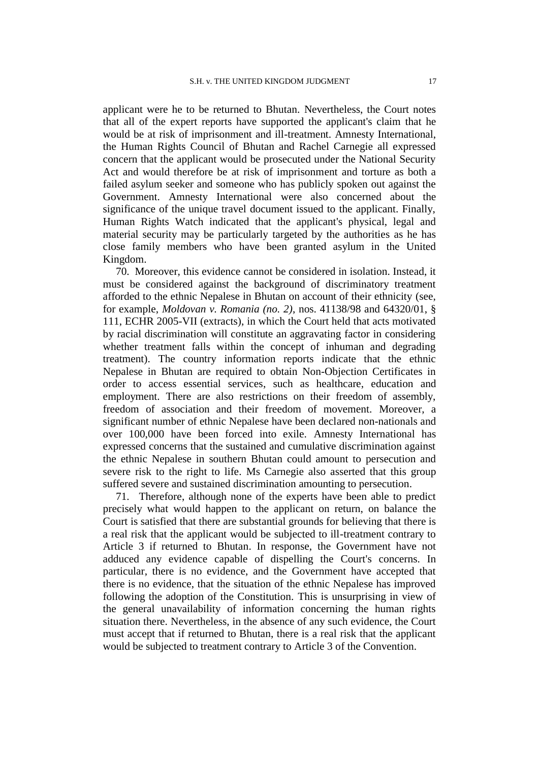applicant were he to be returned to Bhutan. Nevertheless, the Court notes that all of the expert reports have supported the applicant's claim that he would be at risk of imprisonment and ill-treatment. Amnesty International, the Human Rights Council of Bhutan and Rachel Carnegie all expressed concern that the applicant would be prosecuted under the National Security Act and would therefore be at risk of imprisonment and torture as both a failed asylum seeker and someone who has publicly spoken out against the Government. Amnesty International were also concerned about the significance of the unique travel document issued to the applicant. Finally, Human Rights Watch indicated that the applicant's physical, legal and material security may be particularly targeted by the authorities as he has close family members who have been granted asylum in the United Kingdom.

70. Moreover, this evidence cannot be considered in isolation. Instead, it must be considered against the background of discriminatory treatment afforded to the ethnic Nepalese in Bhutan on account of their ethnicity (see, for example, *Moldovan v. Romania (no. 2)*, nos. 41138/98 and 64320/01, § 111, ECHR 2005-VII (extracts), in which the Court held that acts motivated by racial discrimination will constitute an aggravating factor in considering whether treatment falls within the concept of inhuman and degrading treatment). The country information reports indicate that the ethnic Nepalese in Bhutan are required to obtain Non-Objection Certificates in order to access essential services, such as healthcare, education and employment. There are also restrictions on their freedom of assembly, freedom of association and their freedom of movement. Moreover, a significant number of ethnic Nepalese have been declared non-nationals and over 100,000 have been forced into exile. Amnesty International has expressed concerns that the sustained and cumulative discrimination against the ethnic Nepalese in southern Bhutan could amount to persecution and severe risk to the right to life. Ms Carnegie also asserted that this group suffered severe and sustained discrimination amounting to persecution.

71. Therefore, although none of the experts have been able to predict precisely what would happen to the applicant on return, on balance the Court is satisfied that there are substantial grounds for believing that there is a real risk that the applicant would be subjected to ill-treatment contrary to Article 3 if returned to Bhutan. In response, the Government have not adduced any evidence capable of dispelling the Court's concerns. In particular, there is no evidence, and the Government have accepted that there is no evidence, that the situation of the ethnic Nepalese has improved following the adoption of the Constitution. This is unsurprising in view of the general unavailability of information concerning the human rights situation there. Nevertheless, in the absence of any such evidence, the Court must accept that if returned to Bhutan, there is a real risk that the applicant would be subjected to treatment contrary to Article 3 of the Convention.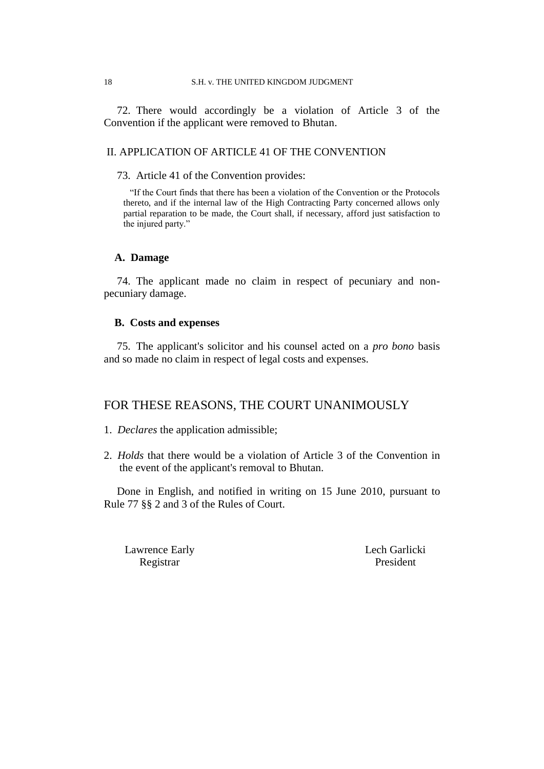72. There would accordingly be a violation of Article 3 of the Convention if the applicant were removed to Bhutan.

## II. APPLICATION OF ARTICLE 41 OF THE CONVENTION

73. Article 41 of the Convention provides:

> "If the Court finds that there has been a violation of the Convention or the Protocols thereto, and if the internal law of the High Contracting Party concerned allows only partial reparation to be made, the Court shall, if necessary, afford just satisfaction to the injured party."

### A. Damage

74. The applicant made no claim in respect of pecuniary and non-pecuniary damage.

### B. Costs and expenses

75. The applicant's solicitor and his counsel acted on a *pro bono* basis and so made no claim in respect of legal costs and expenses.

## FOR THESE REASONS, THE COURT UNANIMOUSLY

1. *Declares* the application admissible;

2. *Holds* that there would be a violation of Article 3 of the Convention in the event of the applicant's removal to Bhutan.

Done in English, and notified in writing on 15 June 2010, pursuant to Rule 77 §§ 2 and 3 of the Rules of Court.

Lawrence Early
Registrar

Lech Garlicki
President